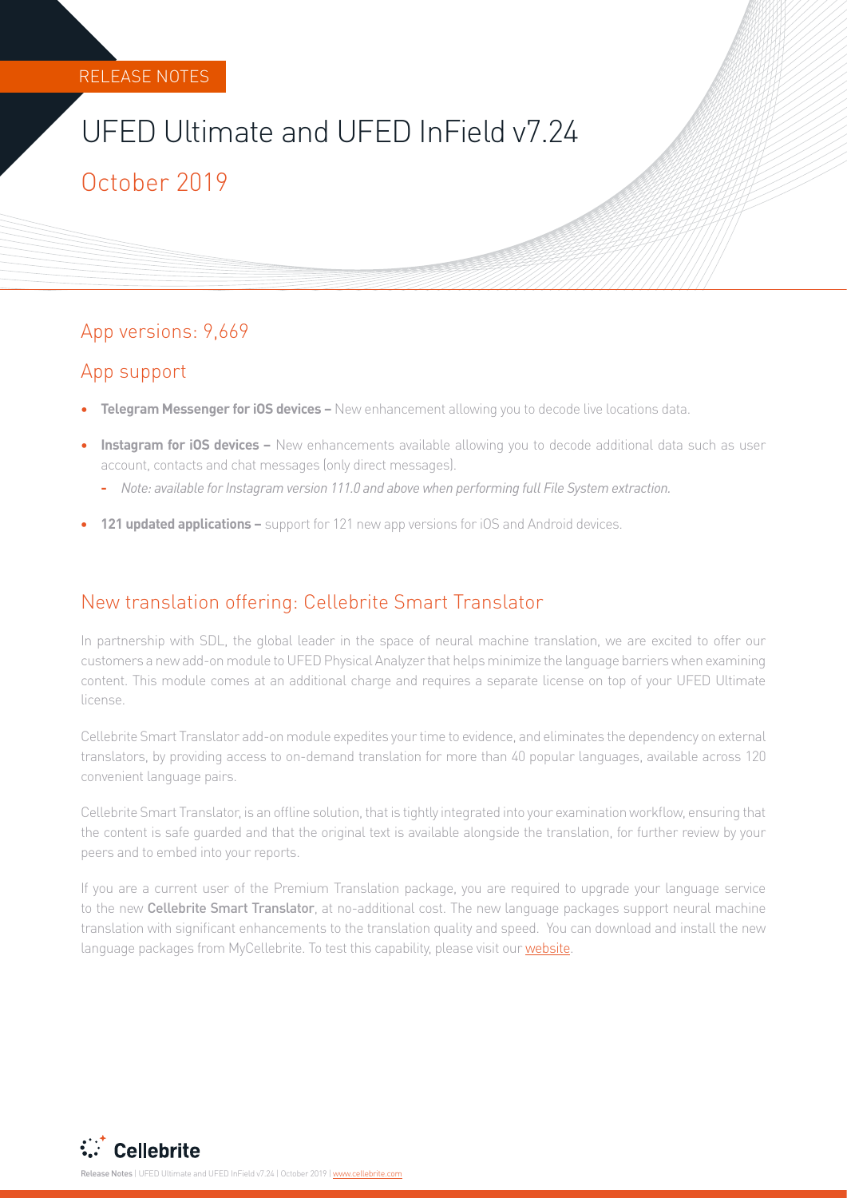RELEASE NOTES

# UFED Ultimate and UFED InField v7.24

October 2019

## App versions: 9,669

## App support

- **Telegram Messenger for iOS devices –** New enhancement allowing you to decode live locations data.
- **Instagram for iOS devices –** New enhancements available allowing you to decode additional data such as user account, contacts and chat messages (only direct messages).
  - *Note: available for Instagram version 111.0 and above when performing full File System extraction.*
- **121 updated applications –** support for 121 new app versions for iOS and Android devices.

## New translation offering: Cellebrite Smart Translator

In partnership with SDL, the global leader in the space of neural machine translation, we are excited to offer our customers a new add-on module to UFED Physical Analyzer that helps minimize the language barriers when examining content. This module comes at an additional charge and requires a separate license on top of your UFED Ultimate license.

Cellebrite Smart Translator add-on module expedites your time to evidence, and eliminates the dependency on external translators, by providing access to on-demand translation for more than 40 popular languages, available across 120 convenient language pairs.

Cellebrite Smart Translator, is an offline solution, that is tightly integrated into your examination workflow, ensuring that the content is safe guarded and that the original text is available alongside the translation, for further review by your peers and to embed into your reports.

If you are a current user of the Premium Translation package, you are required to upgrade your language service to the new Cellebrite Smart Translator, at no-additional cost. The new language packages support neural machine translation with significant enhancements to the translation quality and speed. You can download and install the new language packages from MyCellebrite. To test this capability, please visit our website.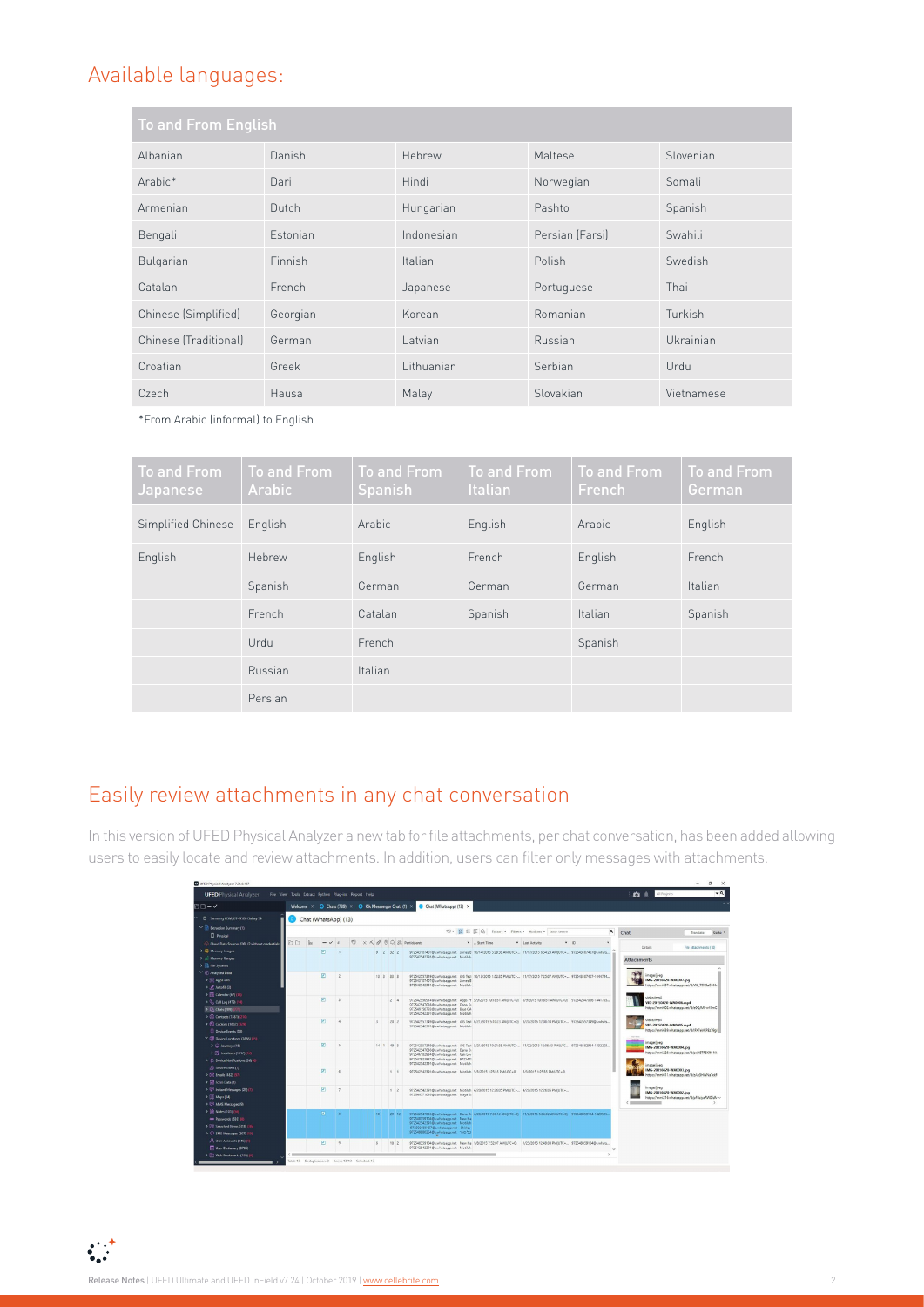## Available languages:

| To and From English | | | | |
|---|---|---|---|---|
| Albanian | Danish | Hebrew | Maltese | Slovenian |
| Arabic* | Dari | Hindi | Norwegian | Somali |
| Armenian | Dutch | Hungarian | Pashto | Spanish |
| Bengali | Estonian | Indonesian | Persian (Farsi) | Swahili |
| Bulgarian | Finnish | Italian | Polish | Swedish |
| Catalan | French | Japanese | Portuguese | Thai |
| Chinese (Simplified) | Georgian | Korean | Romanian | Turkish |
| Chinese (Traditional) | German | Latvian | Russian | Ukrainian |
| Croatian | Greek | Lithuanian | Serbian | Urdu |
| Czech | Hausa | Malay | Slovakian | Vietnamese |

*From Arabic (informal) to English

| To and From Japanese | To and From Arabic | To and From Spanish | To and From Italian | To and From French | To and From German |
|---|---|---|---|---|---|
| Simplified Chinese | English | Arabic | English | Arabic | English |
| English | Hebrew | English | French | English | French |
| | Spanish | German | German | German | Italian |
| | French | Catalan | Spanish | Italian | Spanish |
| | Urdu | French | | Spanish | |
| | Russian | Italian | | | |
| | Persian | | | | |

## Easily review attachments in any chat conversation

In this version of UFED Physical Analyzer a new tab for file attachments, per chat conversation, has been added allowing users to easily locate and review attachments. In addition, users can filter only messages with attachments.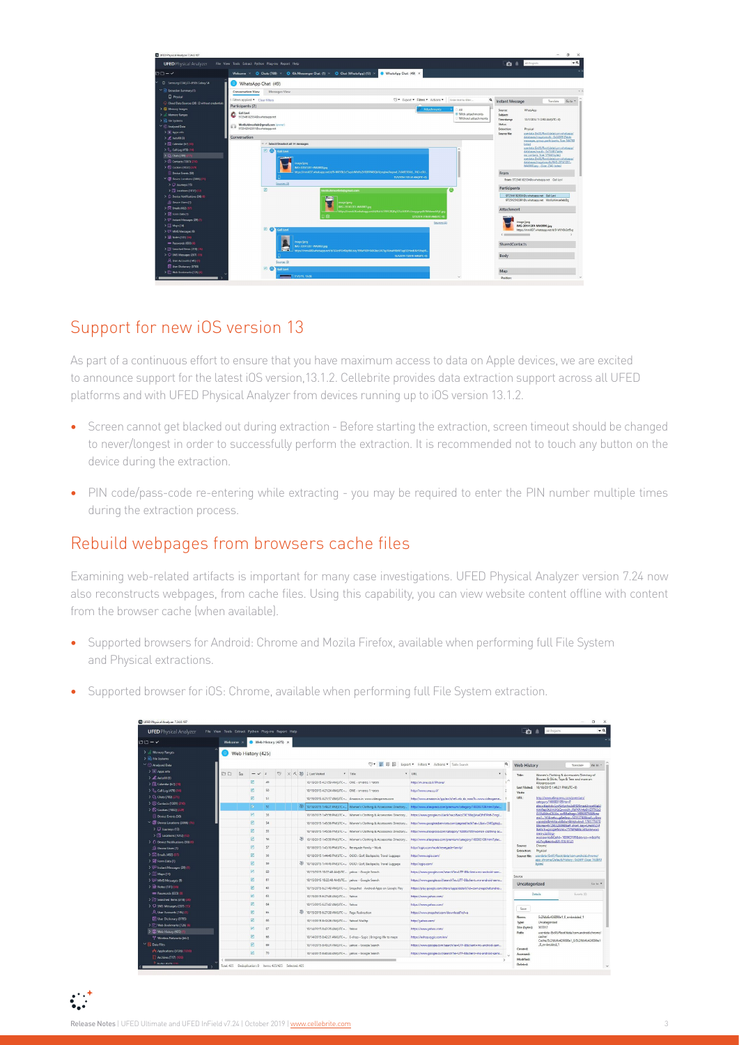## Support for new iOS version 13

As part of a continuous effort to ensure that you have maximum access to data on Apple devices, we are excited to announce support for the latest iOS version,13.1.2. Cellebrite provides data extraction support across all UFED platforms and with UFED Physical Analyzer from devices running up to iOS version 13.1.2.

- Screen cannot get blacked out during extraction - Before starting the extraction, screen timeout should be changed to never/longest in order to successfully perform the extraction. It is recommended not to touch any button on the device during the extraction.
- PIN code/pass-code re-entering while extracting - you may be required to enter the PIN number multiple times during the extraction process.

## Rebuild webpages from browsers cache files

Examining web-related artifacts is important for many case investigations. UFED Physical Analyzer version 7.24 now also reconstructs webpages, from cache files. Using this capability, you can view website content offline with content from the browser cache (when available).

- Supported browsers for Android: Chrome and Mozila Firefox, available when performing full File System and Physical extractions.
- Supported browser for iOS: Chrome, available when performing full File System extraction.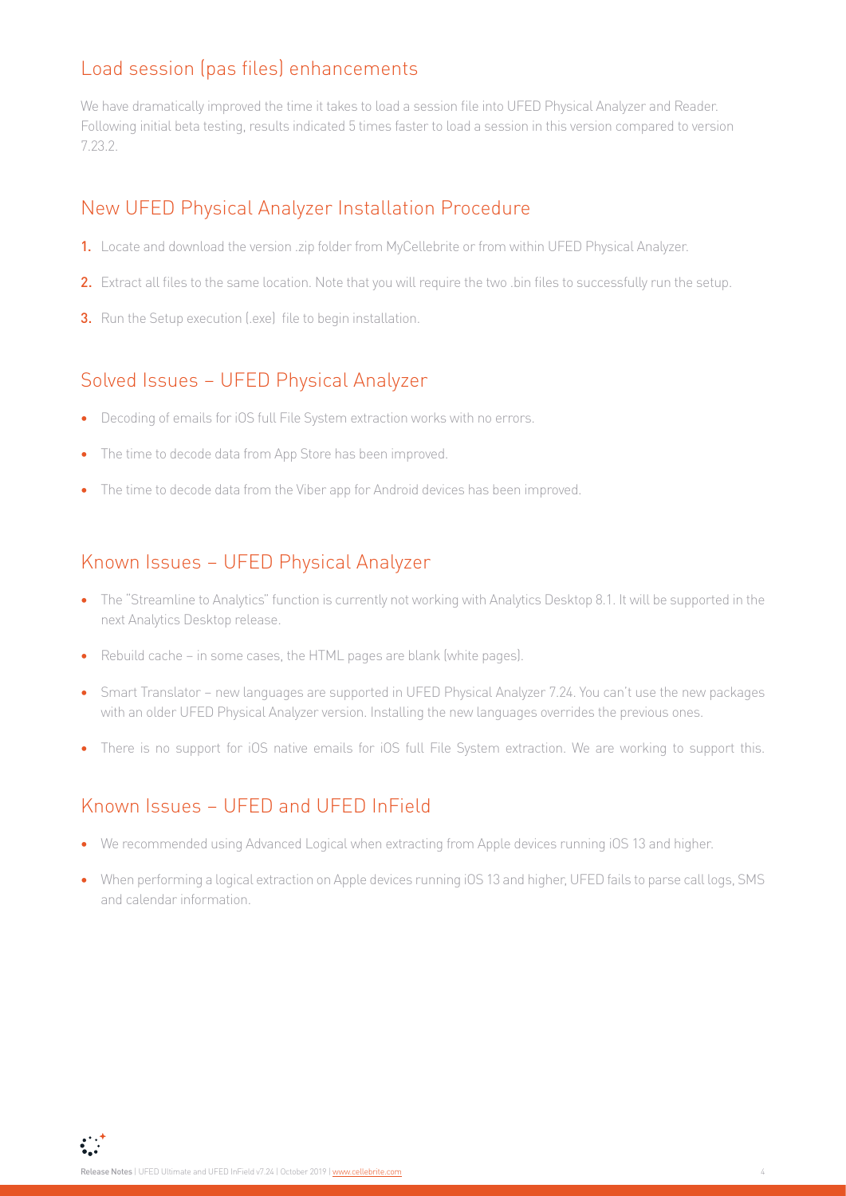## Load session (pas files) enhancements

We have dramatically improved the time it takes to load a session file into UFED Physical Analyzer and Reader. Following initial beta testing, results indicated 5 times faster to load a session in this version compared to version 7.23.2.

## New UFED Physical Analyzer Installation Procedure

1. Locate and download the version .zip folder from MyCellebrite or from within UFED Physical Analyzer.
2. Extract all files to the same location. Note that you will require the two .bin files to successfully run the setup.
3. Run the Setup execution (.exe) file to begin installation.

## Solved Issues – UFED Physical Analyzer

- Decoding of emails for iOS full File System extraction works with no errors.
- The time to decode data from App Store has been improved.
- The time to decode data from the Viber app for Android devices has been improved.

## Known Issues – UFED Physical Analyzer

- The "Streamline to Analytics" function is currently not working with Analytics Desktop 8.1. It will be supported in the next Analytics Desktop release.
- Rebuild cache – in some cases, the HTML pages are blank (white pages).
- Smart Translator – new languages are supported in UFED Physical Analyzer 7.24. You can't use the new packages with an older UFED Physical Analyzer version. Installing the new languages overrides the previous ones.
- There is no support for iOS native emails for iOS full File System extraction. We are working to support this.

## Known Issues – UFED and UFED InField

- We recommended using Advanced Logical when extracting from Apple devices running iOS 13 and higher.
- When performing a logical extraction on Apple devices running iOS 13 and higher, UFED fails to parse call logs, SMS and calendar information.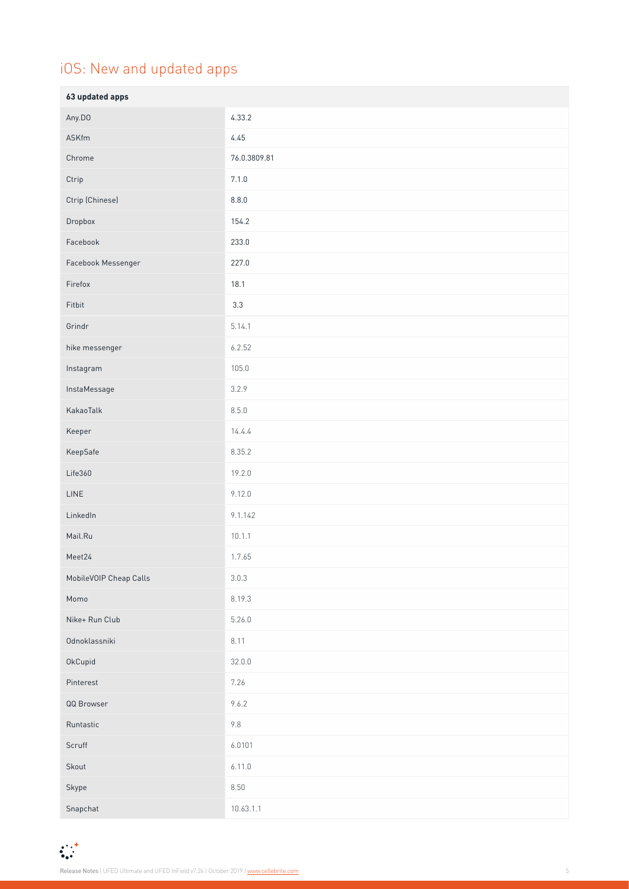# iOS: New and updated apps

| 63 updated apps | |
|---|---|
| Any.DO | 4.33.2 |
| ASKfm | 4.45 |
| Chrome | 76.0.3809.81 |
| Ctrip | 7.1.0 |
| Ctrip (Chinese) | 8.8.0 |
| Dropbox | 154.2 |
| Facebook | 233.0 |
| Facebook Messenger | 227.0 |
| Firefox | 18.1 |
| Fitbit | 3.3 |
| Grindr | 5.14.1 |
| hike messenger | 6.2.52 |
| Instagram | 105.0 |
| InstaMessage | 3.2.9 |
| KakaoTalk | 8.5.0 |
| Keeper | 14.4.4 |
| KeepSafe | 8.35.2 |
| Life360 | 19.2.0 |
| LINE | 9.12.0 |
| LinkedIn | 9.1.142 |
| Mail.Ru | 10.1.1 |
| Meet24 | 1.7.65 |
| MobileVOIP Cheap Calls | 3.0.3 |
| Momo | 8.19.3 |
| Nike+ Run Club | 5.26.0 |
| Odnoklassniki | 8.11 |
| OkCupid | 32.0.0 |
| Pinterest | 7.26 |
| QQ Browser | 9.6.2 |
| Runtastic | 9.8 |
| Scruff | 6.0101 |
| Skout | 6.11.0 |
| Skype | 8.50 |
| Snapchat | 10.63.1.1 |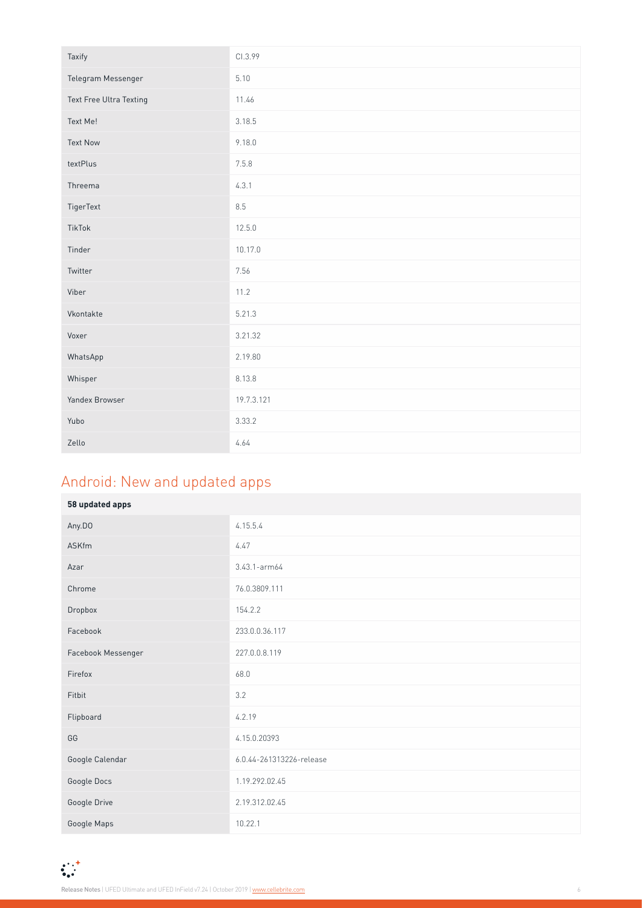| | |
|---|---|
| Taxify | CI.3.99 |
| Telegram Messenger | 5.10 |
| Text Free Ultra Texting | 11.46 |
| Text Me! | 3.18.5 |
| Text Now | 9.18.0 |
| textPlus | 7.5.8 |
| Threema | 4.3.1 |
| TigerText | 8.5 |
| TikTok | 12.5.0 |
| Tinder | 10.17.0 |
| Twitter | 7.56 |
| Viber | 11.2 |
| Vkontakte | 5.21.3 |
| Voxer | 3.21.32 |
| WhatsApp | 2.19.80 |
| Whisper | 8.13.8 |
| Yandex Browser | 19.7.3.121 |
| Yubo | 3.33.2 |
| Zello | 4.64 |

## Android: New and updated apps

| **58 updated apps** | |
|---|---|
| Any.DO | 4.15.5.4 |
| ASKfm | 4.47 |
| Azar | 3.43.1-arm64 |
| Chrome | 76.0.3809.111 |
| Dropbox | 154.2.2 |
| Facebook | 233.0.0.36.117 |
| Facebook Messenger | 227.0.0.8.119 |
| Firefox | 68.0 |
| Fitbit | 3.2 |
| Flipboard | 4.2.19 |
| GG | 4.15.0.20393 |
| Google Calendar | 6.0.44-261313226-release |
| Google Docs | 1.19.292.02.45 |
| Google Drive | 2.19.312.02.45 |
| Google Maps | 10.22.1 |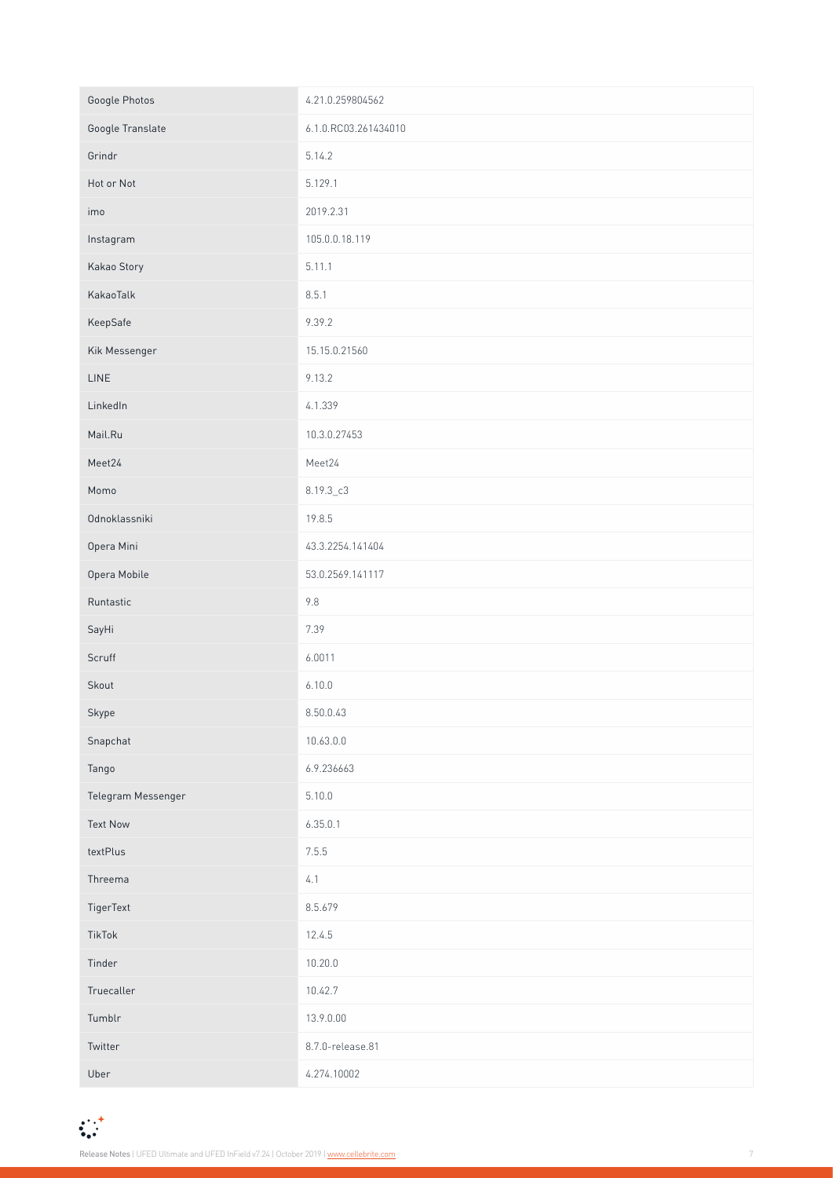| Google Photos | 4.21.0.259804562 |
|---|---|
| Google Translate | 6.1.0.RC03.261434010 |
| Grindr | 5.14.2 |
| Hot or Not | 5.129.1 |
| imo | 2019.2.31 |
| Instagram | 105.0.0.18.119 |
| Kakao Story | 5.11.1 |
| KakaoTalk | 8.5.1 |
| KeepSafe | 9.39.2 |
| Kik Messenger | 15.15.0.21560 |
| LINE | 9.13.2 |
| LinkedIn | 4.1.339 |
| Mail.Ru | 10.3.0.27453 |
| Meet24 | Meet24 |
| Momo | 8.19.3_c3 |
| Odnoklassniki | 19.8.5 |
| Opera Mini | 43.3.2254.141404 |
| Opera Mobile | 53.0.2569.141117 |
| Runtastic | 9.8 |
| SayHi | 7.39 |
| Scruff | 6.0011 |
| Skout | 6.10.0 |
| Skype | 8.50.0.43 |
| Snapchat | 10.63.0.0 |
| Tango | 6.9.236663 |
| Telegram Messenger | 5.10.0 |
| Text Now | 6.35.0.1 |
| textPlus | 7.5.5 |
| Threema | 4.1 |
| TigerText | 8.5.679 |
| TikTok | 12.4.5 |
| Tinder | 10.20.0 |
| Truecaller | 10.42.7 |
| Tumblr | 13.9.0.00 |
| Twitter | 8.7.0-release.81 |
| Uber | 4.274.10002 |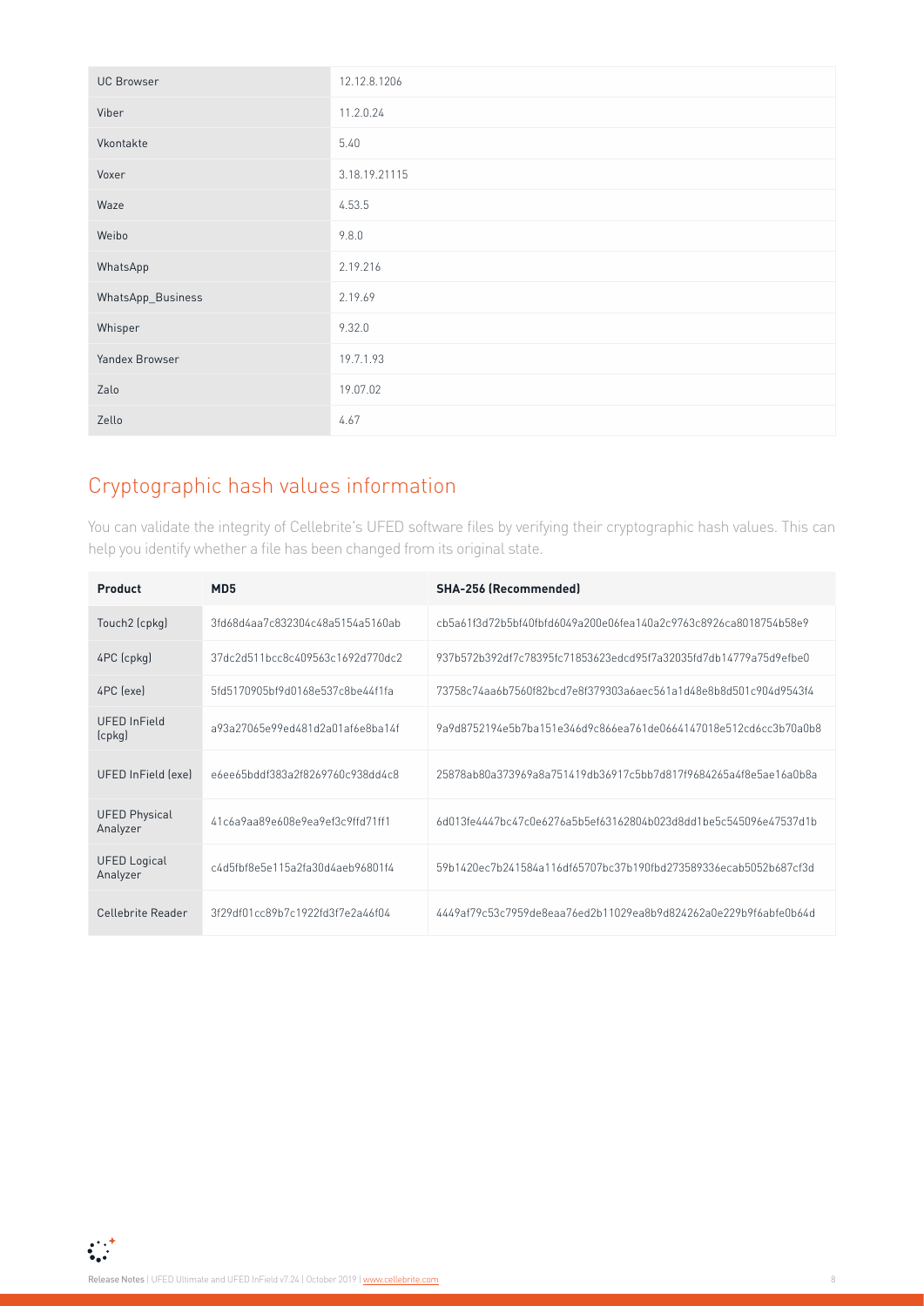| | |
|---|---|
| UC Browser | 12.12.8.1206 |
| Viber | 11.2.0.24 |
| Vkontakte | 5.40 |
| Voxer | 3.18.19.21115 |
| Waze | 4.53.5 |
| Weibo | 9.8.0 |
| WhatsApp | 2.19.216 |
| WhatsApp_Business | 2.19.69 |
| Whisper | 9.32.0 |
| Yandex Browser | 19.7.1.93 |
| Zalo | 19.07.02 |
| Zello | 4.67 |

## Cryptographic hash values information

You can validate the integrity of Cellebrite's UFED software files by verifying their cryptographic hash values. This can help you identify whether a file has been changed from its original state.

| Product | MD5 | SHA-256 (Recommended) |
|---|---|---|
| Touch2 (cpkg) | 3fd68d4aa7c832304c48a5154a5160ab | cb5a61f3d72b5bf40fbfd6049a200e06fea140a2c9763c8926ca8018754b58e9 |
| 4PC (cpkg) | 37dc2d511bcc8c409563c1692d770dc2 | 937b572b392df7c78395fc71853623edcd95f7a32035fd7db14779a75d9efbe0 |
| 4PC (exe) | 5fd5170905bf9d0168e537c8be44f1fa | 73758c74aa6b7560f82bcd7e8f379303a6aec561a1d48e8b8d501c904d9543f4 |
| UFED InField (cpkg) | a93a27065e99ed481d2a01af6e8ba14f | 9a9d8752194e5b7ba151e346d9c866ea761de0664147018e512cd6cc3b70a0b8 |
| UFED InField (exe) | e6ee65bddf383a2f8269760c938dd4c8 | 25878ab80a373969a8a751419db36917c5bb7d817f9684265a4f8e5ae16a0b8a |
| UFED Physical Analyzer | 41c6a9aa89e608e9ea9ef3c9ffd71ff1 | 6d013fe4447bc47c0e6276a5b5ef63162804b023d8dd1be5c545096e47537d1b |
| UFED Logical Analyzer | c4d5fbf8e5e115a2fa30d4aeb96801f4 | 59b1420ec7b241584a116df65707bc37b190fbd273589336ecab5052b687cf3d |
| Cellebrite Reader | 3f29df01cc89b7c1922fd3f7e2a46f04 | 4449af79c53c7959de8eaa76ed2b11029ea8b9d824262a0e229b9f6abfe0b64d |